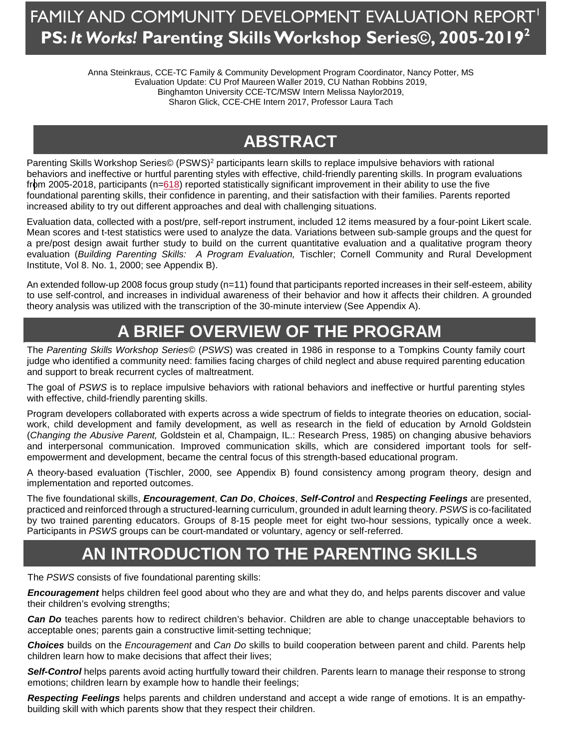# FAMILY AND COMMUNITY DEVELOPMENT EVALUATION REPORT[1]
## PS: *It Works!* Parenting Skills Workshop Series©, 2005-2019[2]

Anna Steinkraus, CCE-TC Family & Community Development Program Coordinator, Nancy Potter, MS
Evaluation Update: CU Prof Maureen Waller 2019, CU Nathan Robbins 2019,
Binghamton University CCE-TC/MSW Intern Melissa Naylor2019,
Sharon Glick, CCE-CHE Intern 2017, Professor Laura Tach

## ABSTRACT

Parenting Skills Workshop Series© (PSWS)[2] participants learn skills to replace impulsive behaviors with rational behaviors and ineffective or hurtful parenting styles with effective, child-friendly parenting skills. In program evaluations from 2005-2018, participants (n=618) reported statistically significant improvement in their ability to use the five foundational parenting skills, their confidence in parenting, and their satisfaction with their families. Parents reported increased ability to try out different approaches and deal with challenging situations.

Evaluation data, collected with a post/pre, self-report instrument, included 12 items measured by a four-point Likert scale. Mean scores and t-test statistics were used to analyze the data. Variations between sub-sample groups and the quest for a pre/post design await further study to build on the current quantitative evaluation and a qualitative program theory evaluation (*Building Parenting Skills: A Program Evaluation,* Tischler; Cornell Community and Rural Development Institute, Vol 8. No. 1, 2000; see Appendix B).

An extended follow-up 2008 focus group study (n=11) found that participants reported increases in their self-esteem, ability to use self-control, and increases in individual awareness of their behavior and how it affects their children. A grounded theory analysis was utilized with the transcription of the 30-minute interview (See Appendix A).

## A BRIEF OVERVIEW OF THE PROGRAM

The *Parenting Skills Workshop Series©* (*PSWS*) was created in 1986 in response to a Tompkins County family court judge who identified a community need: families facing charges of child neglect and abuse required parenting education and support to break recurrent cycles of maltreatment.

The goal of *PSWS* is to replace impulsive behaviors with rational behaviors and ineffective or hurtful parenting styles with effective, child-friendly parenting skills.

Program developers collaborated with experts across a wide spectrum of fields to integrate theories on education, social-work, child development and family development, as well as research in the field of education by Arnold Goldstein (*Changing the Abusive Parent,* Goldstein et al, Champaign, IL.: Research Press, 1985) on changing abusive behaviors and interpersonal communication. Improved communication skills, which are considered important tools for self-empowerment and development, became the central focus of this strength-based educational program.

A theory-based evaluation (Tischler, 2000, see Appendix B) found consistency among program theory, design and implementation and reported outcomes.

The five foundational skills, ***Encouragement***, ***Can Do***, ***Choices***, ***Self-Control*** and ***Respecting Feelings*** are presented, practiced and reinforced through a structured-learning curriculum, grounded in adult learning theory. *PSWS* is co-facilitated by two trained parenting educators. Groups of 8-15 people meet for eight two-hour sessions, typically once a week. Participants in *PSWS* groups can be court-mandated or voluntary, agency or self-referred.

## AN INTRODUCTION TO THE PARENTING SKILLS

The *PSWS* consists of five foundational parenting skills:

***Encouragement*** helps children feel good about who they are and what they do, and helps parents discover and value their children's evolving strengths;

***Can Do*** teaches parents how to redirect children's behavior. Children are able to change unacceptable behaviors to acceptable ones; parents gain a constructive limit-setting technique;

***Choices*** builds on the *Encouragement* and *Can Do* skills to build cooperation between parent and child. Parents help children learn how to make decisions that affect their lives;

***Self-Control*** helps parents avoid acting hurtfully toward their children. Parents learn to manage their response to strong emotions; children learn by example how to handle their feelings;

***Respecting Feelings*** helps parents and children understand and accept a wide range of emotions. It is an empathy-building skill with which parents show that they respect their children.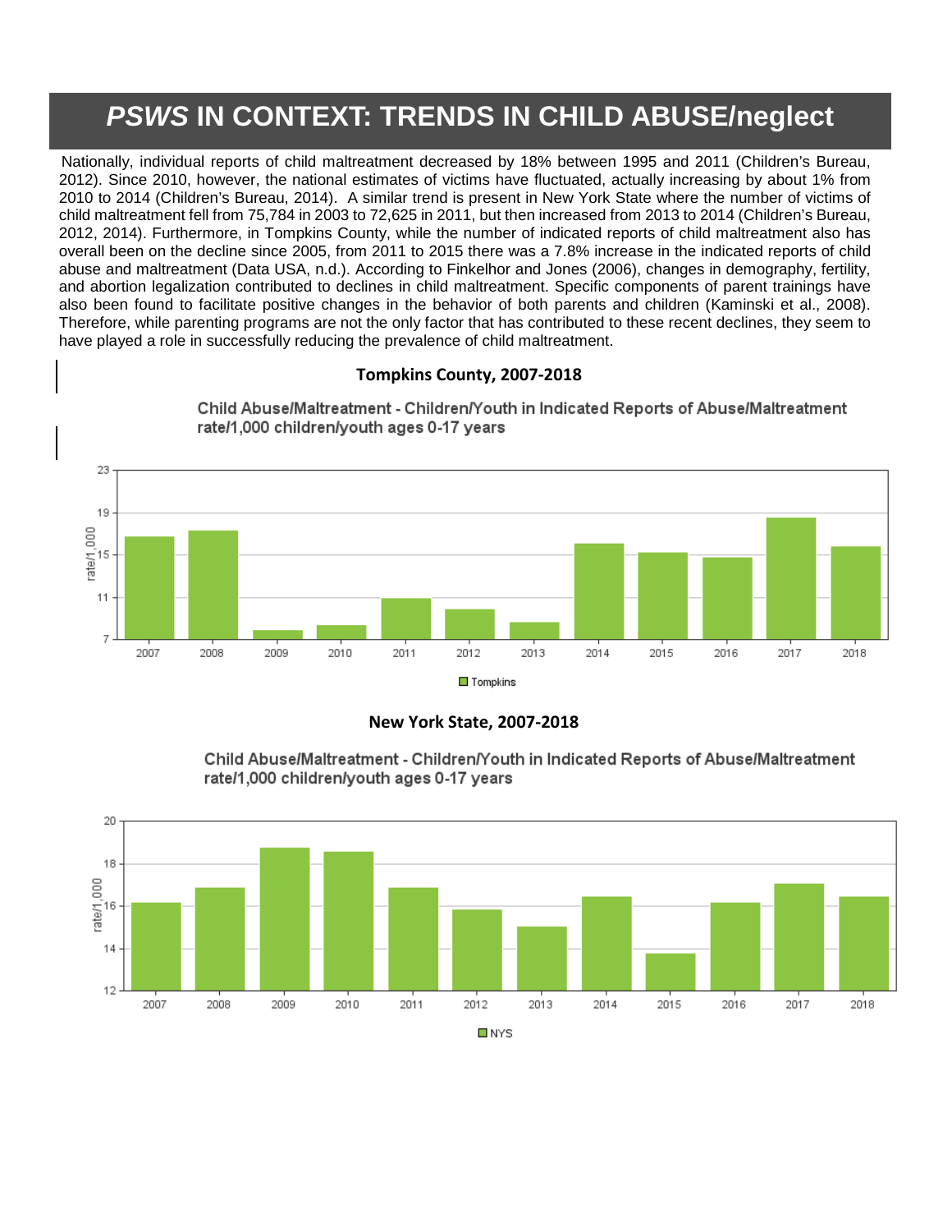# *PSWS* IN CONTEXT: TRENDS IN CHILD ABUSE/neglect

Nationally, individual reports of child maltreatment decreased by 18% between 1995 and 2011 (Children's Bureau, 2012). Since 2010, however, the national estimates of victims have fluctuated, actually increasing by about 1% from 2010 to 2014 (Children's Bureau, 2014). A similar trend is present in New York State where the number of victims of child maltreatment fell from 75,784 in 2003 to 72,625 in 2011, but then increased from 2013 to 2014 (Children's Bureau, 2012, 2014). Furthermore, in Tompkins County, while the number of indicated reports of child maltreatment also has overall been on the decline since 2005, from 2011 to 2015 there was a 7.8% increase in the indicated reports of child abuse and maltreatment (Data USA, n.d.). According to Finkelhor and Jones (2006), changes in demography, fertility, and abortion legalization contributed to declines in child maltreatment. Specific components of parent trainings have also been found to facilitate positive changes in the behavior of both parents and children (Kaminski et al., 2008). Therefore, while parenting programs are not the only factor that has contributed to these recent declines, they seem to have played a role in successfully reducing the prevalence of child maltreatment.

**Tompkins County, 2007-2018**

Child Abuse/Maltreatment - Children/Youth in Indicated Reports of Abuse/Maltreatment rate/1,000 children/youth ages 0-17 years

**New York State, 2007-2018**

Child Abuse/Maltreatment - Children/Youth in Indicated Reports of Abuse/Maltreatment rate/1,000 children/youth ages 0-17 years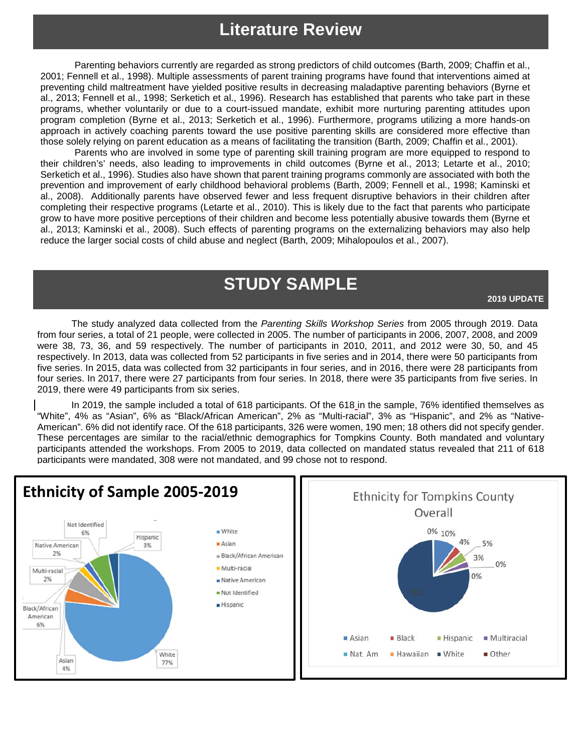# Literature Review

Parenting behaviors currently are regarded as strong predictors of child outcomes (Barth, 2009; Chaffin et al., 2001; Fennell et al., 1998). Multiple assessments of parent training programs have found that interventions aimed at preventing child maltreatment have yielded positive results in decreasing maladaptive parenting behaviors (Byrne et al., 2013; Fennell et al., 1998; Serketich et al., 1996). Research has established that parents who take part in these programs, whether voluntarily or due to a court-issued mandate, exhibit more nurturing parenting attitudes upon program completion (Byrne et al., 2013; Serketich et al., 1996). Furthermore, programs utilizing a more hands-on approach in actively coaching parents toward the use positive parenting skills are considered more effective than those solely relying on parent education as a means of facilitating the transition (Barth, 2009; Chaffin et al., 2001).

Parents who are involved in some type of parenting skill training program are more equipped to respond to their children's' needs, also leading to improvements in child outcomes (Byrne et al., 2013; Letarte et al., 2010; Serketich et al., 1996). Studies also have shown that parent training programs commonly are associated with both the prevention and improvement of early childhood behavioral problems (Barth, 2009; Fennell et al., 1998; Kaminski et al., 2008). Additionally parents have observed fewer and less frequent disruptive behaviors in their children after completing their respective programs (Letarte et al., 2010). This is likely due to the fact that parents who participate grow to have more positive perceptions of their children and become less potentially abusive towards them (Byrne et al., 2013; Kaminski et al., 2008). Such effects of parenting programs on the externalizing behaviors may also help reduce the larger social costs of child abuse and neglect (Barth, 2009; Mihalopoulos et al., 2007).

# STUDY SAMPLE

**2019 UPDATE**

The study analyzed data collected from the *Parenting Skills Workshop Series* from 2005 through 2019. Data from four series, a total of 21 people, were collected in 2005. The number of participants in 2006, 2007, 2008, and 2009 were 38, 73, 36, and 59 respectively. The number of participants in 2010, 2011, and 2012 were 30, 50, and 45 respectively. In 2013, data was collected from 52 participants in five series and in 2014, there were 50 participants from five series. In 2015, data was collected from 32 participants in four series, and in 2016, there were 28 participants from four series. In 2017, there were 27 participants from four series. In 2018, there were 35 participants from five series. In 2019, there were 49 participants from six series.

In 2019, the sample included a total of 618 participants. Of the 618 in the sample, 76% identified themselves as "White", 4% as "Asian", 6% as "Black/African American", 2% as "Multi-racial", 3% as "Hispanic", and 2% as "Native-American". 6% did not identify race. Of the 618 participants, 326 were women, 190 men; 18 others did not specify gender. These percentages are similar to the racial/ethnic demographics for Tompkins County. Both mandated and voluntary participants attended the workshops. From 2005 to 2019, data collected on mandated status revealed that 211 of 618 participants were mandated, 308 were not mandated, and 99 chose not to respond.

**Ethnicity of Sample 2005-2019**

| Ethnicity | Percent |
|---|---|
| White | 77% |
| Asian | 4% |
| Black/African American | 6% |
| Multi-racial | 2% |
| Native American | 2% |
| Not Identified | 6% |
| Hispanic | 3% |

**Ethnicity for Tompkins County Overall**

Asian 10%, Black 4%, Hispanic 5%, Multiracial 3%, Nat. Am 0%, Hawaiian 0%, White 78%, Other 0%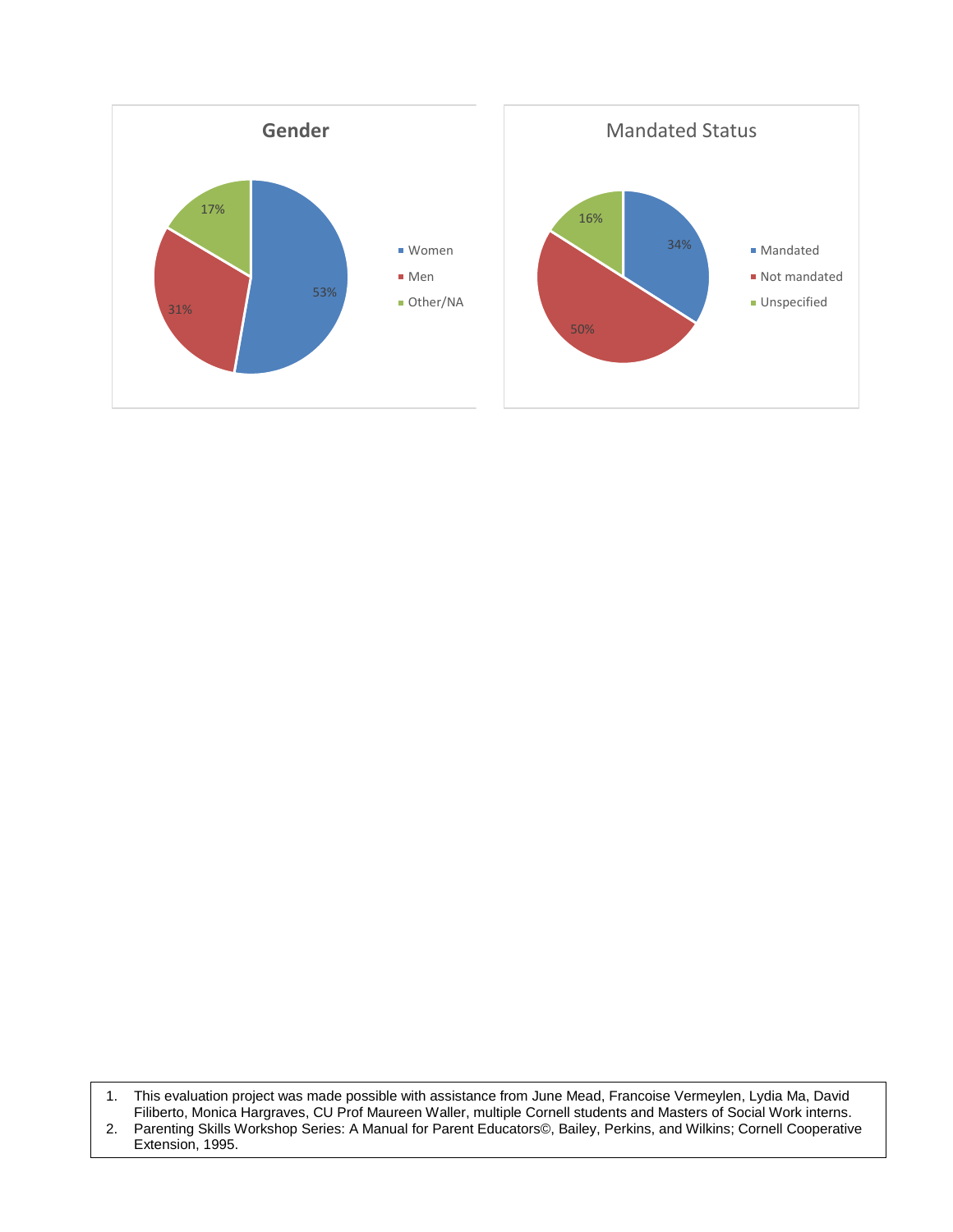**Gender**

- Women: 53%
- Men: 31%
- Other/NA: 17%

**Mandated Status**

- Mandated: 34%
- Not mandated: 50%
- Unspecified: 16%

1. This evaluation project was made possible with assistance from June Mead, Francoise Vermeylen, Lydia Ma, David Filiberto, Monica Hargraves, CU Prof Maureen Waller, multiple Cornell students and Masters of Social Work interns.
2. Parenting Skills Workshop Series: A Manual for Parent Educators©, Bailey, Perkins, and Wilkins; Cornell Cooperative Extension, 1995.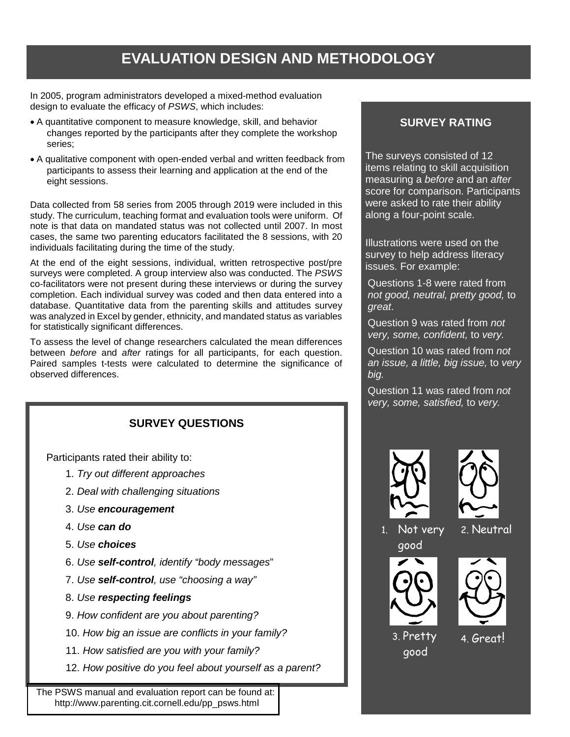# EVALUATION DESIGN AND METHODOLOGY

In 2005, program administrators developed a mixed-method evaluation design to evaluate the efficacy of *PSWS*, which includes:

- A quantitative component to measure knowledge, skill, and behavior changes reported by the participants after they complete the workshop series;
- A qualitative component with open-ended verbal and written feedback from participants to assess their learning and application at the end of the eight sessions.

Data collected from 58 series from 2005 through 2019 were included in this study. The curriculum, teaching format and evaluation tools were uniform. Of note is that data on mandated status was not collected until 2007. In most cases, the same two parenting educators facilitated the 8 sessions, with 20 individuals facilitating during the time of the study.

At the end of the eight sessions, individual, written retrospective post/pre surveys were completed. A group interview also was conducted. The *PSWS* co-facilitators were not present during these interviews or during the survey completion. Each individual survey was coded and then data entered into a database. Quantitative data from the parenting skills and attitudes survey was analyzed in Excel by gender, ethnicity, and mandated status as variables for statistically significant differences.

To assess the level of change researchers calculated the mean differences between *before* and *after* ratings for all participants, for each question. Paired samples t-tests were calculated to determine the significance of observed differences.

## SURVEY QUESTIONS

Participants rated their ability to:

1. *Try out different approaches*
2. *Deal with challenging situations*
3. *Use* ***encouragement***
4. *Use* ***can do***
5. *Use* ***choices***
6. *Use* ***self-control****, identify "body messages*"
7. *Use* ***self-control****, use "choosing a way"*
8. *Use* ***respecting feelings***
9. *How confident are you about parenting?*
10. *How big an issue are conflicts in your family?*
11. *How satisfied are you with your family?*
12. *How positive do you feel about yourself as a parent?*

The PSWS manual and evaluation report can be found at: http://www.parenting.cit.cornell.edu/pp_psws.html

## SURVEY RATING

The surveys consisted of 12 items relating to skill acquisition measuring a *before* and an *after* score for comparison. Participants were asked to rate their ability along a four-point scale.

Illustrations were used on the survey to help address literacy issues. For example:

Questions 1-8 were rated from *not good, neutral, pretty good,* to *great*.

Question 9 was rated from *not very, some, confident,* to *very.*

Question 10 was rated from *not an issue, a little, big issue,* to *very big.*

Question 11 was rated from *not very, some, satisfied,* to *very.*

1. Not very good
2. Neutral
3. Pretty good
4. Great!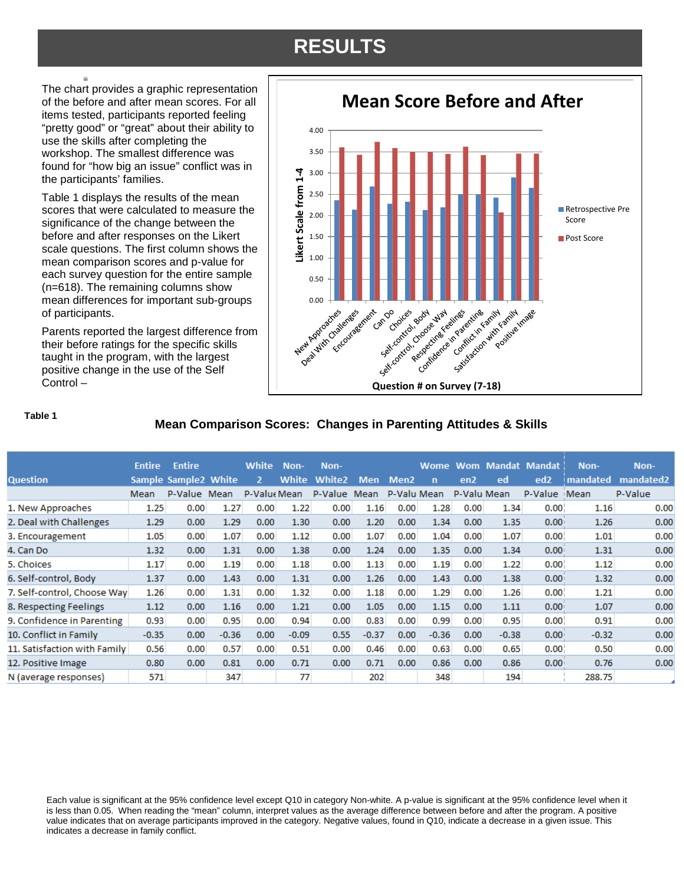# RESULTS

The chart provides a graphic representation of the before and after mean scores. For all items tested, participants reported feeling "pretty good" or "great" about their ability to use the skills after completing the workshop. The smallest difference was found for "how big an issue" conflict was in the participants' families.

Table 1 displays the results of the mean scores that were calculated to measure the significance of the change between the before and after responses on the Likert scale questions. The first column shows the mean comparison scores and p-value for each survey question for the entire sample (n=618). The remaining columns show mean differences for important sub-groups of participants.

Parents reported the largest difference from their before ratings for the specific skills taught in the program, with the largest positive change in the use of the Self Control –

**Table 1**

### Mean Comparison Scores: Changes in Parenting Attitudes & Skills

| Question | Entire Sample | Entire Sample2 | White | White 2 | Non-White | Non-White2 | Men | Men2 | Women | Women2 | Mandated | Mandated2 | Non-mandated | Non-mandated2 |
|---|---|---|---|---|---|---|---|---|---|---|---|---|---|---|
| | Mean | P-Value | Mean | P-Value | Mean | P-Value | Mean | P-Valu | Mean | P-Valu | Mean | P-Value | Mean | P-Value |
| 1. New Approaches | 1.25 | 0.00 | 1.27 | 0.00 | 1.22 | 0.00 | 1.16 | 0.00 | 1.28 | 0.00 | 1.34 | 0.00 | 1.16 | 0.00 |
| 2. Deal with Challenges | 1.29 | 0.00 | 1.29 | 0.00 | 1.30 | 0.00 | 1.20 | 0.00 | 1.34 | 0.00 | 1.35 | 0.00 | 1.26 | 0.00 |
| 3. Encouragement | 1.05 | 0.00 | 1.07 | 0.00 | 1.12 | 0.00 | 1.07 | 0.00 | 1.04 | 0.00 | 1.07 | 0.00 | 1.01 | 0.00 |
| 4. Can Do | 1.32 | 0.00 | 1.31 | 0.00 | 1.38 | 0.00 | 1.24 | 0.00 | 1.35 | 0.00 | 1.34 | 0.00 | 1.31 | 0.00 |
| 5. Choices | 1.17 | 0.00 | 1.19 | 0.00 | 1.18 | 0.00 | 1.13 | 0.00 | 1.19 | 0.00 | 1.22 | 0.00 | 1.12 | 0.00 |
| 6. Self-control, Body | 1.37 | 0.00 | 1.43 | 0.00 | 1.31 | 0.00 | 1.26 | 0.00 | 1.43 | 0.00 | 1.38 | 0.00 | 1.32 | 0.00 |
| 7. Self-control, Choose Way | 1.26 | 0.00 | 1.31 | 0.00 | 1.32 | 0.00 | 1.18 | 0.00 | 1.29 | 0.00 | 1.26 | 0.00 | 1.21 | 0.00 |
| 8. Respecting Feelings | 1.12 | 0.00 | 1.16 | 0.00 | 1.21 | 0.00 | 1.05 | 0.00 | 1.15 | 0.00 | 1.11 | 0.00 | 1.07 | 0.00 |
| 9. Confidence in Parenting | 0.93 | 0.00 | 0.95 | 0.00 | 0.94 | 0.00 | 0.83 | 0.00 | 0.99 | 0.00 | 0.95 | 0.00 | 0.91 | 0.00 |
| 10. Conflict in Family | -0.35 | 0.00 | -0.36 | 0.00 | -0.09 | 0.55 | -0.37 | 0.00 | -0.36 | 0.00 | -0.38 | 0.00 | -0.32 | 0.00 |
| 11. Satisfaction with Family | 0.56 | 0.00 | 0.57 | 0.00 | 0.51 | 0.00 | 0.46 | 0.00 | 0.63 | 0.00 | 0.65 | 0.00 | 0.50 | 0.00 |
| 12. Positive Image | 0.80 | 0.00 | 0.81 | 0.00 | 0.71 | 0.00 | 0.71 | 0.00 | 0.86 | 0.00 | 0.86 | 0.00 | 0.76 | 0.00 |
| N (average responses) | 571 | | 347 | | 77 | | 202 | | 348 | | 194 | | 288.75 | |

Each value is significant at the 95% confidence level except Q10 in category Non-white. A p-value is significant at the 95% confidence level when it is less than 0.05. When reading the "mean" column, interpret values as the average difference between before and after the program. A positive value indicates that on average participants improved in the category. Negative values, found in Q10, indicate a decrease in a given issue. This indicates a decrease in family conflict.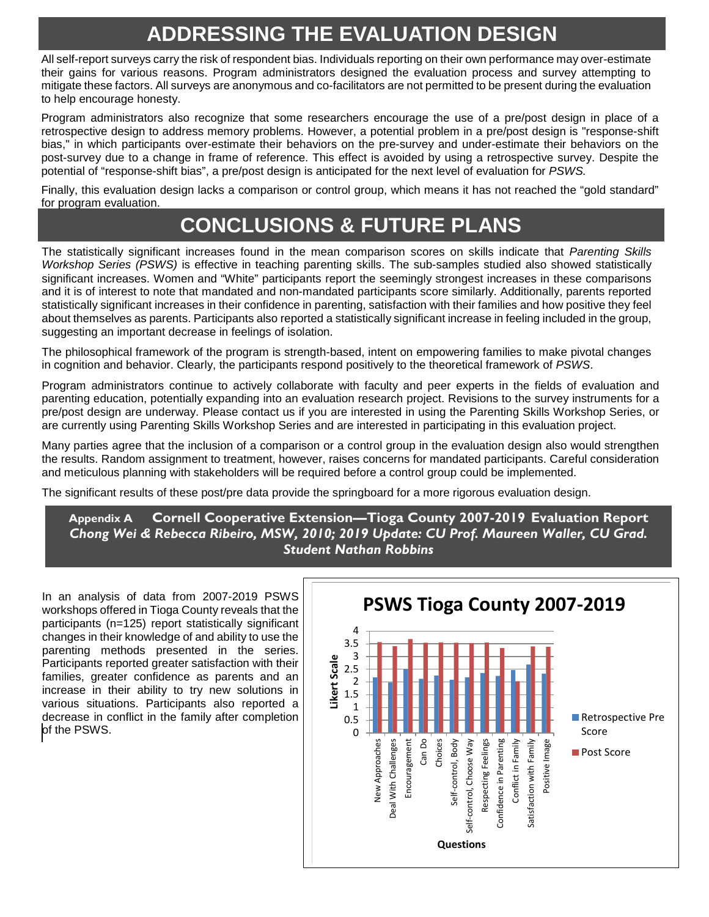## ADDRESSING THE EVALUATION DESIGN

All self-report surveys carry the risk of respondent bias. Individuals reporting on their own performance may over-estimate their gains for various reasons. Program administrators designed the evaluation process and survey attempting to mitigate these factors. All surveys are anonymous and co-facilitators are not permitted to be present during the evaluation to help encourage honesty.

Program administrators also recognize that some researchers encourage the use of a pre/post design in place of a retrospective design to address memory problems. However, a potential problem in a pre/post design is "response-shift bias," in which participants over-estimate their behaviors on the pre-survey and under-estimate their behaviors on the post-survey due to a change in frame of reference. This effect is avoided by using a retrospective survey. Despite the potential of "response-shift bias", a pre/post design is anticipated for the next level of evaluation for *PSWS.*

Finally, this evaluation design lacks a comparison or control group, which means it has not reached the "gold standard" for program evaluation.

## CONCLUSIONS & FUTURE PLANS

The statistically significant increases found in the mean comparison scores on skills indicate that *Parenting Skills Workshop Series (PSWS)* is effective in teaching parenting skills. The sub-samples studied also showed statistically significant increases. Women and "White" participants report the seemingly strongest increases in these comparisons and it is of interest to note that mandated and non-mandated participants score similarly. Additionally, parents reported statistically significant increases in their confidence in parenting, satisfaction with their families and how positive they feel about themselves as parents. Participants also reported a statistically significant increase in feeling included in the group, suggesting an important decrease in feelings of isolation.

The philosophical framework of the program is strength-based, intent on empowering families to make pivotal changes in cognition and behavior. Clearly, the participants respond positively to the theoretical framework of *PSWS*.

Program administrators continue to actively collaborate with faculty and peer experts in the fields of evaluation and parenting education, potentially expanding into an evaluation research project. Revisions to the survey instruments for a pre/post design are underway. Please contact us if you are interested in using the Parenting Skills Workshop Series, or are currently using Parenting Skills Workshop Series and are interested in participating in this evaluation project.

Many parties agree that the inclusion of a comparison or a control group in the evaluation design also would strengthen the results. Random assignment to treatment, however, raises concerns for mandated participants. Careful consideration and meticulous planning with stakeholders will be required before a control group could be implemented.

The significant results of these post/pre data provide the springboard for a more rigorous evaluation design.

### Appendix A Cornell Cooperative Extension—Tioga County 2007-2019 Evaluation Report

***Chong Wei & Rebecca Ribeiro, MSW, 2010; 2019 Update: CU Prof. Maureen Waller, CU Grad. Student Nathan Robbins***

In an analysis of data from 2007-2019 PSWS workshops offered in Tioga County reveals that the participants (n=125) report statistically significant changes in their knowledge of and ability to use the parenting methods presented in the series. Participants reported greater satisfaction with their families, greater confidence as parents and an increase in their ability to try new solutions in various situations. Participants also reported a decrease in conflict in the family after completion of the PSWS.

**PSWS Tioga County 2007-2019**

| Questions | Retrospective Pre Score | Post Score |
|---|---|---|
| New Approaches | 2.2 | 3.55 |
| Deal With Challenges | 2.0 | 3.4 |
| Encouragement | 2.5 | 3.68 |
| Can Do | 2.15 | 3.55 |
| Choices | 2.27 | 3.55 |
| Self-control, Body | 2.1 | 3.53 |
| Self-control, Choose Way | 2.2 | 3.53 |
| Respecting Feelings | 2.35 | 3.55 |
| Confidence in Parenting | 2.25 | 3.33 |
| Conflict in Family | 2.47 | 2.03 |
| Satisfaction with Family | 2.68 | 3.4 |
| Positive Image | 2.33 | 3.38 |

(Y-axis: Likert Scale, 0–4; values approximate, read from chart)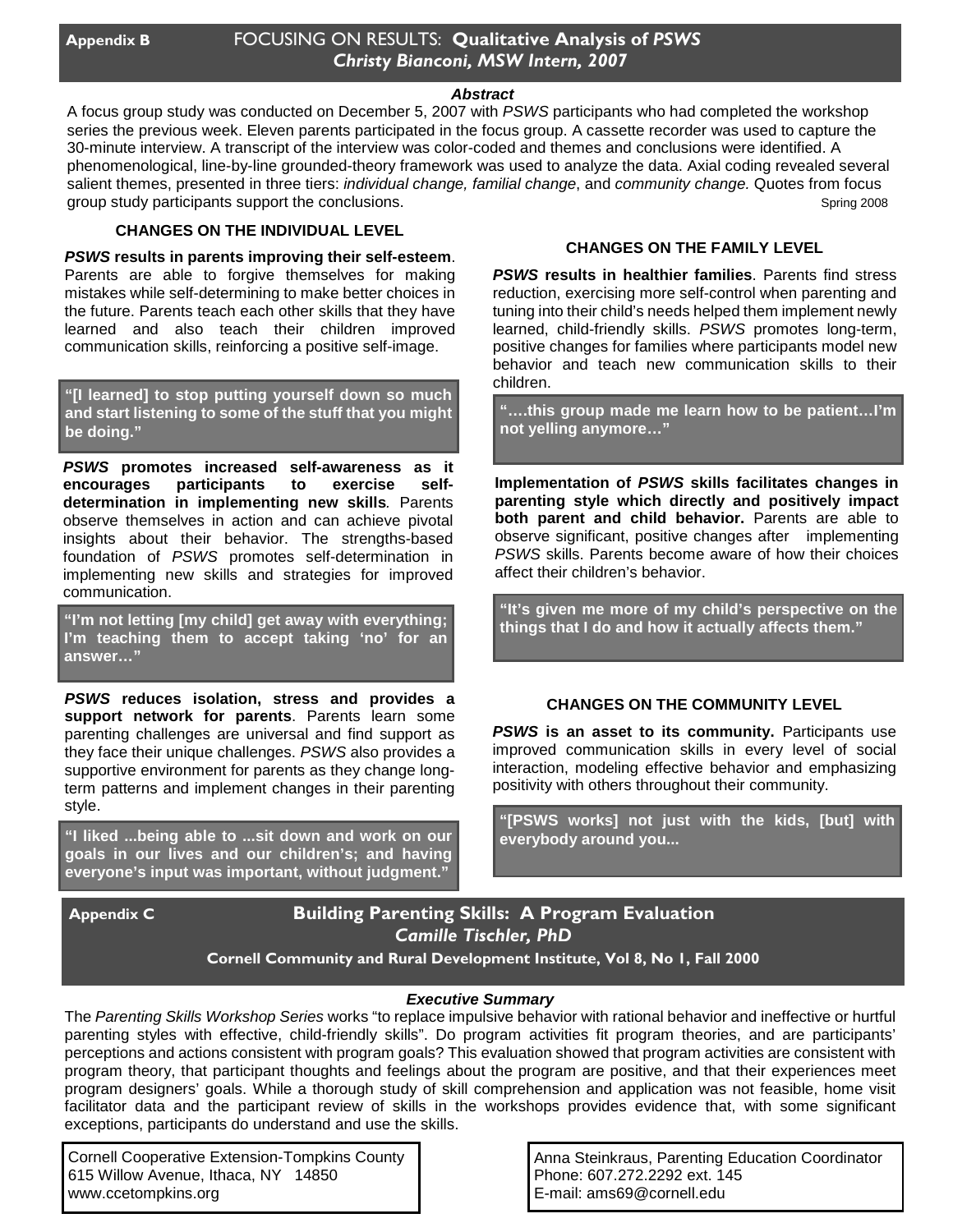## Appendix B — FOCUSING ON RESULTS: **Qualitative Analysis of *PSWS***

***Christy Bianconi, MSW Intern, 2007***

***Abstract***

A focus group study was conducted on December 5, 2007 with *PSWS* participants who had completed the workshop series the previous week. Eleven parents participated in the focus group. A cassette recorder was used to capture the 30-minute interview. A transcript of the interview was color-coded and themes and conclusions were identified. A phenomenological, line-by-line grounded-theory framework was used to analyze the data. Axial coding revealed several salient themes, presented in three tiers: *individual change, familial change*, and *community change.* Quotes from focus group study participants support the conclusions.

Spring 2008

### CHANGES ON THE INDIVIDUAL LEVEL

***PSWS* results in parents improving their self-esteem**. Parents are able to forgive themselves for making mistakes while self-determining to make better choices in the future. Parents teach each other skills that they have learned and also teach their children improved communication skills, reinforcing a positive self-image.

> **"[I learned] to stop putting yourself down so much and start listening to some of the stuff that you might be doing."**

***PSWS* promotes increased self-awareness as it encourages participants to exercise self-determination in implementing new skills***.* Parents observe themselves in action and can achieve pivotal insights about their behavior. The strengths-based foundation of *PSWS* promotes self-determination in implementing new skills and strategies for improved communication.

> **"I'm not letting [my child] get away with everything; I'm teaching them to accept taking 'no' for an answer…"**

***PSWS* reduces isolation, stress and provides a support network for parents**. Parents learn some parenting challenges are universal and find support as they face their unique challenges. *PSWS* also provides a supportive environment for parents as they change long-term patterns and implement changes in their parenting style.

> **"I liked ...being able to ...sit down and work on our goals in our lives and our children's; and having everyone's input was important, without judgment."**

### CHANGES ON THE FAMILY LEVEL

***PSWS* results in healthier families**. Parents find stress reduction, exercising more self-control when parenting and tuning into their child's needs helped them implement newly learned, child-friendly skills. *PSWS* promotes long-term, positive changes for families where participants model new behavior and teach new communication skills to their children.

> **"….this group made me learn how to be patient…I'm not yelling anymore…"**

**Implementation of *PSWS* skills facilitates changes in parenting style which directly and positively impact both parent and child behavior.** Parents are able to observe significant, positive changes after implementing *PSWS* skills. Parents become aware of how their choices affect their children's behavior.

> **"It's given me more of my child's perspective on the things that I do and how it actually affects them."**

### CHANGES ON THE COMMUNITY LEVEL

***PSWS* is an asset to its community.** Participants use improved communication skills in every level of social interaction, modeling effective behavior and emphasizing positivity with others throughout their community.

> **"[PSWS works] not just with the kids, [but] with everybody around you...**

## Appendix C — Building Parenting Skills: A Program Evaluation

***Camille Tischler, PhD***

**Cornell Community and Rural Development Institute, Vol 8, No 1, Fall 2000**

***Executive Summary***

The *Parenting Skills Workshop Series* works "to replace impulsive behavior with rational behavior and ineffective or hurtful parenting styles with effective, child-friendly skills". Do program activities fit program theories, and are participants' perceptions and actions consistent with program goals? This evaluation showed that program activities are consistent with program theory, that participant thoughts and feelings about the program are positive, and that their experiences meet program designers' goals. While a thorough study of skill comprehension and application was not feasible, home visit facilitator data and the participant review of skills in the workshops provides evidence that, with some significant exceptions, participants do understand and use the skills.

Cornell Cooperative Extension-Tompkins County
615 Willow Avenue, Ithaca, NY 14850
www.ccetompkins.org

Anna Steinkraus, Parenting Education Coordinator
Phone: 607.272.2292 ext. 145
E-mail: ams69@cornell.edu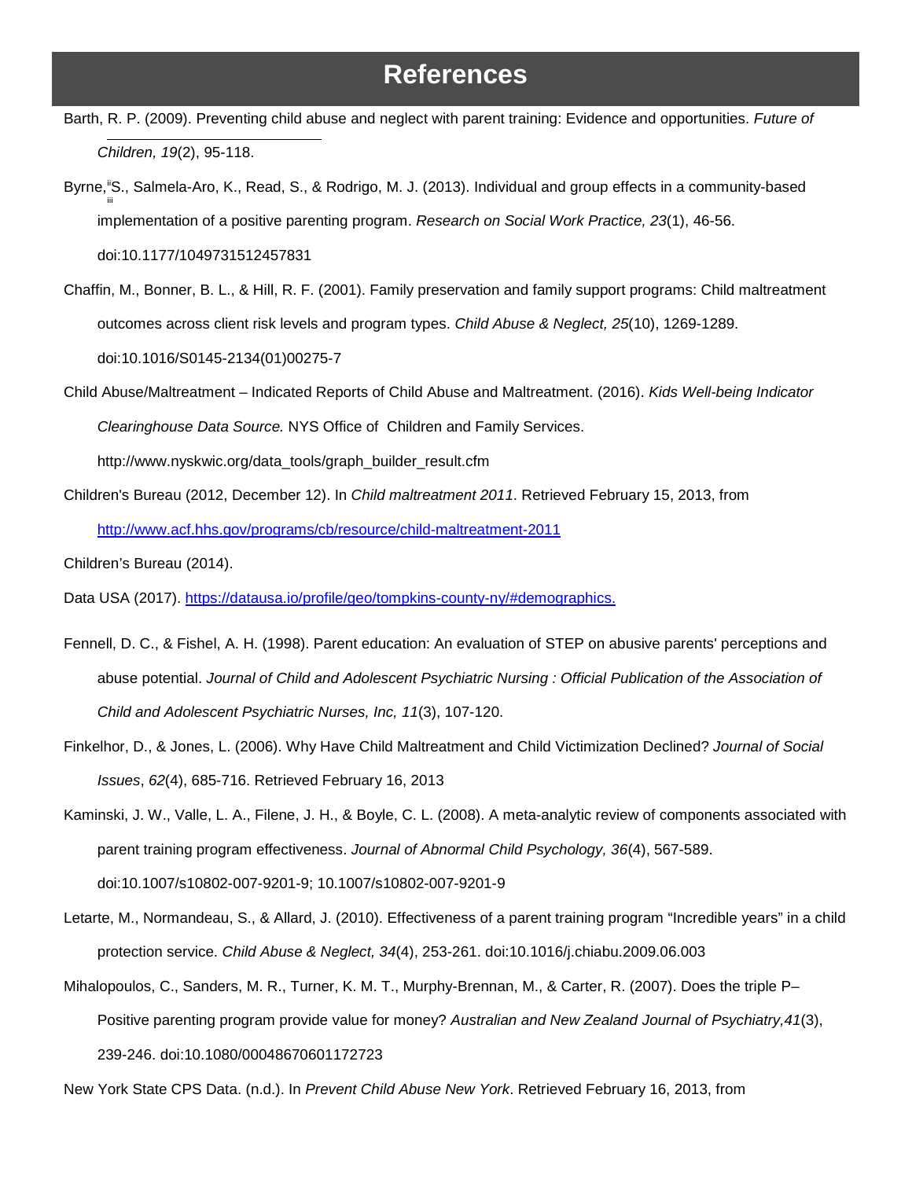# References

Barth, R. P. (2009). Preventing child abuse and neglect with parent training: Evidence and opportunities. *Future of Children, 19*(2), 95-118.

Byrne,[ii] S., Salmela-Aro, K., Read, S., & Rodrigo, M. J. (2013). Individual and group effects in a community-based[iii] implementation of a positive parenting program. *Research on Social Work Practice, 23*(1), 46-56. doi:10.1177/1049731512457831

Chaffin, M., Bonner, B. L., & Hill, R. F. (2001). Family preservation and family support programs: Child maltreatment outcomes across client risk levels and program types. *Child Abuse & Neglect, 25*(10), 1269-1289. doi:10.1016/S0145-2134(01)00275-7

Child Abuse/Maltreatment – Indicated Reports of Child Abuse and Maltreatment. (2016). *Kids Well-being Indicator Clearinghouse Data Source.* NYS Office of Children and Family Services. http://www.nyskwic.org/data_tools/graph_builder_result.cfm

Children's Bureau (2012, December 12). In *Child maltreatment 2011*. Retrieved February 15, 2013, from http://www.acf.hhs.gov/programs/cb/resource/child-maltreatment-2011

Children's Bureau (2014).

Data USA (2017). https://datausa.io/profile/geo/tompkins-county-ny/#demographics.

Fennell, D. C., & Fishel, A. H. (1998). Parent education: An evaluation of STEP on abusive parents' perceptions and abuse potential. *Journal of Child and Adolescent Psychiatric Nursing : Official Publication of the Association of Child and Adolescent Psychiatric Nurses, Inc, 11*(3), 107-120.

Finkelhor, D., & Jones, L. (2006). Why Have Child Maltreatment and Child Victimization Declined? *Journal of Social Issues*, *62*(4), 685-716. Retrieved February 16, 2013

Kaminski, J. W., Valle, L. A., Filene, J. H., & Boyle, C. L. (2008). A meta-analytic review of components associated with parent training program effectiveness. *Journal of Abnormal Child Psychology, 36*(4), 567-589. doi:10.1007/s10802-007-9201-9; 10.1007/s10802-007-9201-9

Letarte, M., Normandeau, S., & Allard, J. (2010). Effectiveness of a parent training program "Incredible years" in a child protection service. *Child Abuse & Neglect, 34*(4), 253-261. doi:10.1016/j.chiabu.2009.06.003

Mihalopoulos, C., Sanders, M. R., Turner, K. M. T., Murphy-Brennan, M., & Carter, R. (2007). Does the triple P–Positive parenting program provide value for money? *Australian and New Zealand Journal of Psychiatry,41*(3), 239-246. doi:10.1080/00048670601172723

New York State CPS Data. (n.d.). In *Prevent Child Abuse New York*. Retrieved February 16, 2013, from